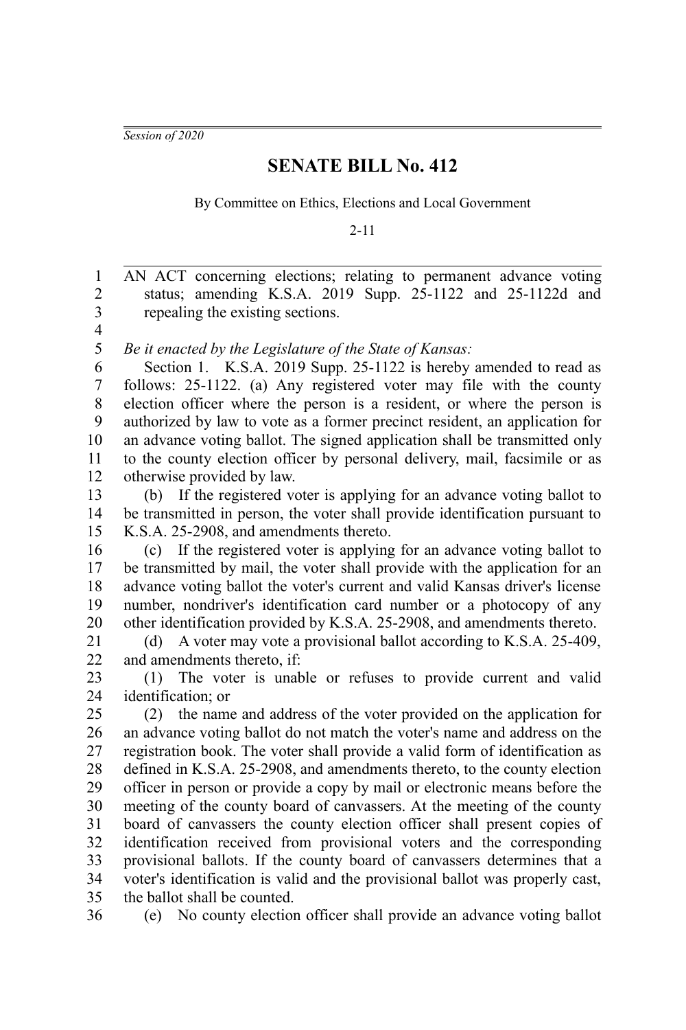*Session of 2020*

# SENATE BILL No. 412

By Committee on Ethics, Elections and Local Government

2-11

AN ACT concerning elections; relating to permanent advance voting status; amending K.S.A. 2019 Supp. 25-1122 and 25-1122d and repealing the existing sections.

*Be it enacted by the Legislature of the State of Kansas:*

Section 1. K.S.A. 2019 Supp. 25-1122 is hereby amended to read as follows: 25-1122. (a) Any registered voter may file with the county election officer where the person is a resident, or where the person is authorized by law to vote as a former precinct resident, an application for an advance voting ballot. The signed application shall be transmitted only to the county election officer by personal delivery, mail, facsimile or as otherwise provided by law.

(b) If the registered voter is applying for an advance voting ballot to be transmitted in person, the voter shall provide identification pursuant to K.S.A. 25-2908, and amendments thereto.

(c) If the registered voter is applying for an advance voting ballot to be transmitted by mail, the voter shall provide with the application for an advance voting ballot the voter's current and valid Kansas driver's license number, nondriver's identification card number or a photocopy of any other identification provided by K.S.A. 25-2908, and amendments thereto.

(d) A voter may vote a provisional ballot according to K.S.A. 25-409, and amendments thereto, if:

(1) The voter is unable or refuses to provide current and valid identification; or

(2) the name and address of the voter provided on the application for an advance voting ballot do not match the voter's name and address on the registration book. The voter shall provide a valid form of identification as defined in K.S.A. 25-2908, and amendments thereto, to the county election officer in person or provide a copy by mail or electronic means before the meeting of the county board of canvassers. At the meeting of the county board of canvassers the county election officer shall present copies of identification received from provisional voters and the corresponding provisional ballots. If the county board of canvassers determines that a voter's identification is valid and the provisional ballot was properly cast, the ballot shall be counted.

(e) No county election officer shall provide an advance voting ballot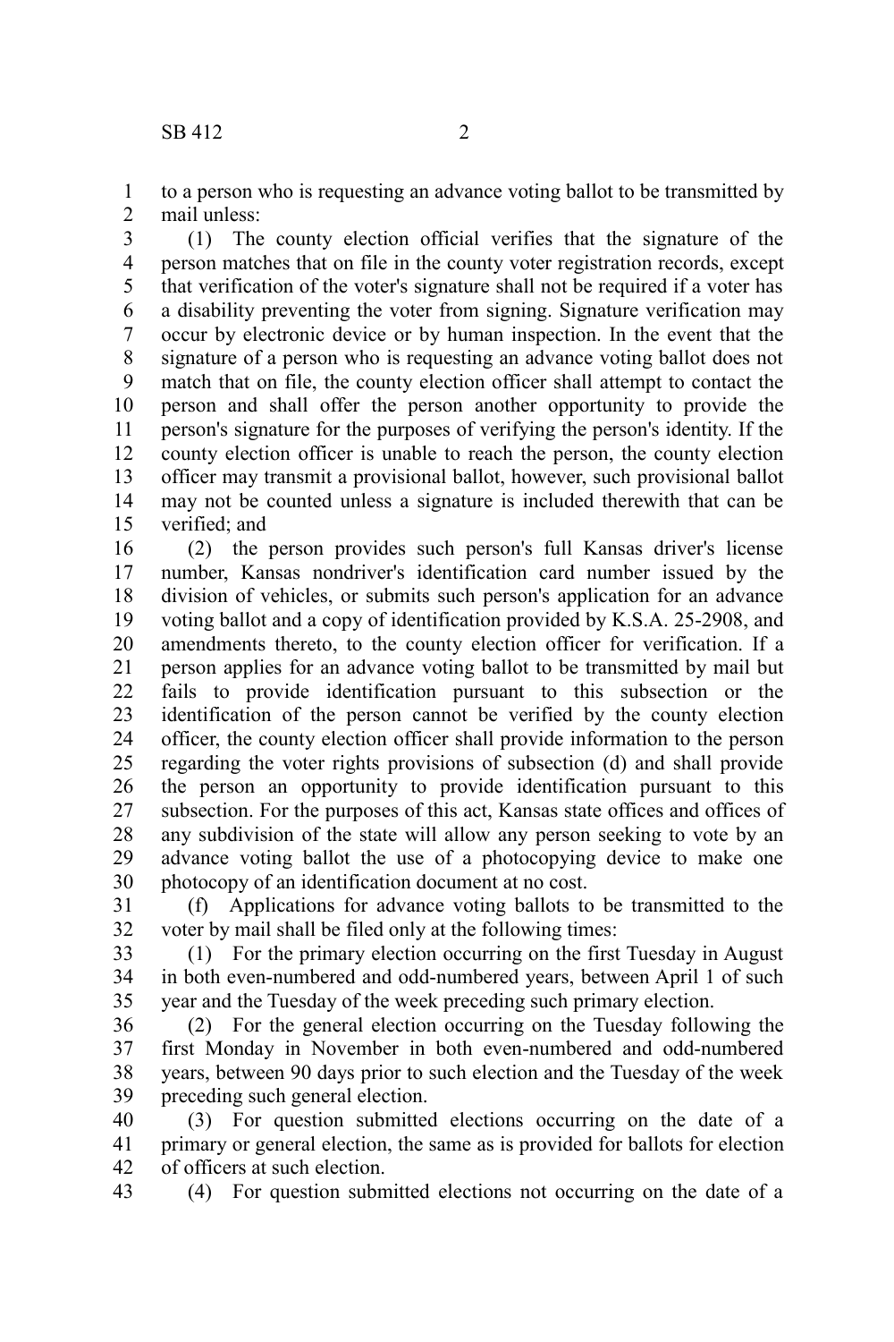to a person who is requesting an advance voting ballot to be transmitted by mail unless:

(1) The county election official verifies that the signature of the person matches that on file in the county voter registration records, except that verification of the voter's signature shall not be required if a voter has a disability preventing the voter from signing. Signature verification may occur by electronic device or by human inspection. In the event that the signature of a person who is requesting an advance voting ballot does not match that on file, the county election officer shall attempt to contact the person and shall offer the person another opportunity to provide the person's signature for the purposes of verifying the person's identity. If the county election officer is unable to reach the person, the county election officer may transmit a provisional ballot, however, such provisional ballot may not be counted unless a signature is included therewith that can be verified; and

(2) the person provides such person's full Kansas driver's license number, Kansas nondriver's identification card number issued by the division of vehicles, or submits such person's application for an advance voting ballot and a copy of identification provided by K.S.A. 25-2908, and amendments thereto, to the county election officer for verification. If a person applies for an advance voting ballot to be transmitted by mail but fails to provide identification pursuant to this subsection or the identification of the person cannot be verified by the county election officer, the county election officer shall provide information to the person regarding the voter rights provisions of subsection (d) and shall provide the person an opportunity to provide identification pursuant to this subsection. For the purposes of this act, Kansas state offices and offices of any subdivision of the state will allow any person seeking to vote by an advance voting ballot the use of a photocopying device to make one photocopy of an identification document at no cost.

(f) Applications for advance voting ballots to be transmitted to the voter by mail shall be filed only at the following times:

(1) For the primary election occurring on the first Tuesday in August in both even-numbered and odd-numbered years, between April 1 of such year and the Tuesday of the week preceding such primary election.

(2) For the general election occurring on the Tuesday following the first Monday in November in both even-numbered and odd-numbered years, between 90 days prior to such election and the Tuesday of the week preceding such general election.

(3) For question submitted elections occurring on the date of a primary or general election, the same as is provided for ballots for election of officers at such election.

(4) For question submitted elections not occurring on the date of a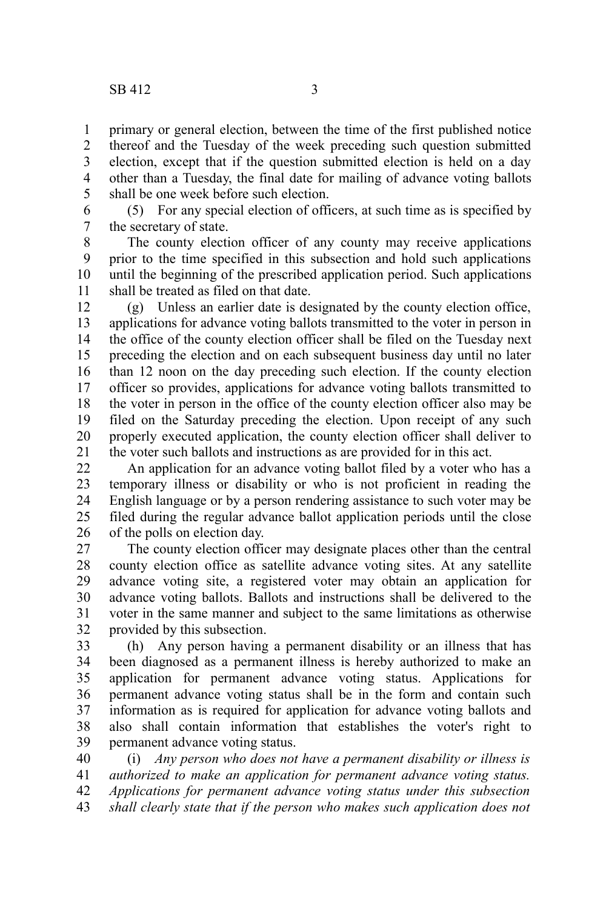primary or general election, between the time of the first published notice thereof and the Tuesday of the week preceding such question submitted election, except that if the question submitted election is held on a day other than a Tuesday, the final date for mailing of advance voting ballots shall be one week before such election.

(5) For any special election of officers, at such time as is specified by the secretary of state.

The county election officer of any county may receive applications prior to the time specified in this subsection and hold such applications until the beginning of the prescribed application period. Such applications shall be treated as filed on that date.

(g) Unless an earlier date is designated by the county election office, applications for advance voting ballots transmitted to the voter in person in the office of the county election officer shall be filed on the Tuesday next preceding the election and on each subsequent business day until no later than 12 noon on the day preceding such election. If the county election officer so provides, applications for advance voting ballots transmitted to the voter in person in the office of the county election officer also may be filed on the Saturday preceding the election. Upon receipt of any such properly executed application, the county election officer shall deliver to the voter such ballots and instructions as are provided for in this act.

An application for an advance voting ballot filed by a voter who has a temporary illness or disability or who is not proficient in reading the English language or by a person rendering assistance to such voter may be filed during the regular advance ballot application periods until the close of the polls on election day.

The county election officer may designate places other than the central county election office as satellite advance voting sites. At any satellite advance voting site, a registered voter may obtain an application for advance voting ballots. Ballots and instructions shall be delivered to the voter in the same manner and subject to the same limitations as otherwise provided by this subsection.

(h) Any person having a permanent disability or an illness that has been diagnosed as a permanent illness is hereby authorized to make an application for permanent advance voting status. Applications for permanent advance voting status shall be in the form and contain such information as is required for application for advance voting ballots and also shall contain information that establishes the voter's right to permanent advance voting status.

(i) *Any person who does not have a permanent disability or illness is authorized to make an application for permanent advance voting status. Applications for permanent advance voting status under this subsection shall clearly state that if the person who makes such application does not*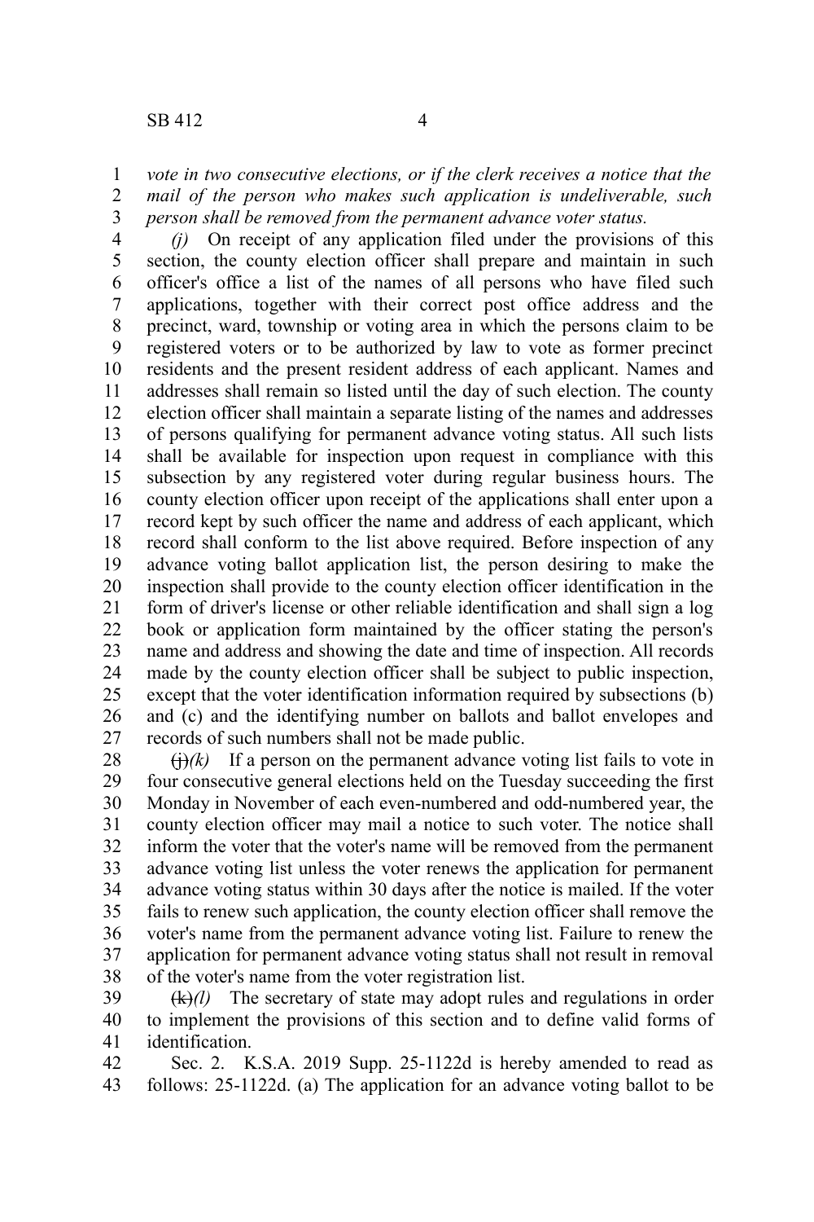*vote in two consecutive elections, or if the clerk receives a notice that the mail of the person who makes such application is undeliverable, such person shall be removed from the permanent advance voter status.*

*(j)* On receipt of any application filed under the provisions of this section, the county election officer shall prepare and maintain in such officer's office a list of the names of all persons who have filed such applications, together with their correct post office address and the precinct, ward, township or voting area in which the persons claim to be registered voters or to be authorized by law to vote as former precinct residents and the present resident address of each applicant. Names and addresses shall remain so listed until the day of such election. The county election officer shall maintain a separate listing of the names and addresses of persons qualifying for permanent advance voting status. All such lists shall be available for inspection upon request in compliance with this subsection by any registered voter during regular business hours. The county election officer upon receipt of the applications shall enter upon a record kept by such officer the name and address of each applicant, which record shall conform to the list above required. Before inspection of any advance voting ballot application list, the person desiring to make the inspection shall provide to the county election officer identification in the form of driver's license or other reliable identification and shall sign a log book or application form maintained by the officer stating the person's name and address and showing the date and time of inspection. All records made by the county election officer shall be subject to public inspection, except that the voter identification information required by subsections (b) and (c) and the identifying number on ballots and ballot envelopes and records of such numbers shall not be made public.

~~(j)~~*(k)* If a person on the permanent advance voting list fails to vote in four consecutive general elections held on the Tuesday succeeding the first Monday in November of each even-numbered and odd-numbered year, the county election officer may mail a notice to such voter. The notice shall inform the voter that the voter's name will be removed from the permanent advance voting list unless the voter renews the application for permanent advance voting status within 30 days after the notice is mailed. If the voter fails to renew such application, the county election officer shall remove the voter's name from the permanent advance voting list. Failure to renew the application for permanent advance voting status shall not result in removal of the voter's name from the voter registration list.

~~(k)~~*(l)* The secretary of state may adopt rules and regulations in order to implement the provisions of this section and to define valid forms of identification.

Sec. 2. K.S.A. 2019 Supp. 25-1122d is hereby amended to read as follows: 25-1122d. (a) The application for an advance voting ballot to be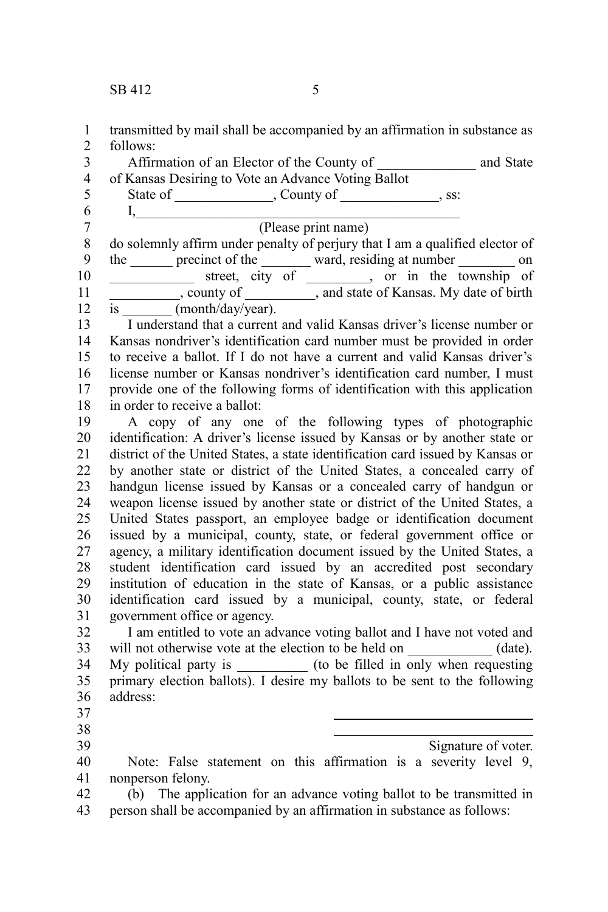transmitted by mail shall be accompanied by an affirmation in substance as follows:

Affirmation of an Elector of the County of ______________ and State of Kansas Desiring to Vote an Advance Voting Ballot

State of ______________, County of ______________, ss:

I, ________________________________________________

(Please print name)

do solemnly affirm under penalty of perjury that I am a qualified elector of the ______ precinct of the _______ ward, residing at number ________ on ____________ street, city of _________, or in the township of __________, county of __________, and state of Kansas. My date of birth is _______ (month/day/year).

I understand that a current and valid Kansas driver's license number or Kansas nondriver's identification card number must be provided in order to receive a ballot. If I do not have a current and valid Kansas driver's license number or Kansas nondriver's identification card number, I must provide one of the following forms of identification with this application in order to receive a ballot:

A copy of any one of the following types of photographic identification: A driver's license issued by Kansas or by another state or district of the United States, a state identification card issued by Kansas or by another state or district of the United States, a concealed carry of handgun license issued by Kansas or a concealed carry of handgun or weapon license issued by another state or district of the United States, a United States passport, an employee badge or identification document issued by a municipal, county, state, or federal government office or agency, a military identification document issued by the United States, a student identification card issued by an accredited post secondary institution of education in the state of Kansas, or a public assistance identification card issued by a municipal, county, state, or federal government office or agency.

I am entitled to vote an advance voting ballot and I have not voted and will not otherwise vote at the election to be held on ____________ (date). My political party is __________ (to be filled in only when requesting primary election ballots). I desire my ballots to be sent to the following address:

______________________________

______________________________

Signature of voter.

Note: False statement on this affirmation is a severity level 9, nonperson felony.

(b) The application for an advance voting ballot to be transmitted in person shall be accompanied by an affirmation in substance as follows: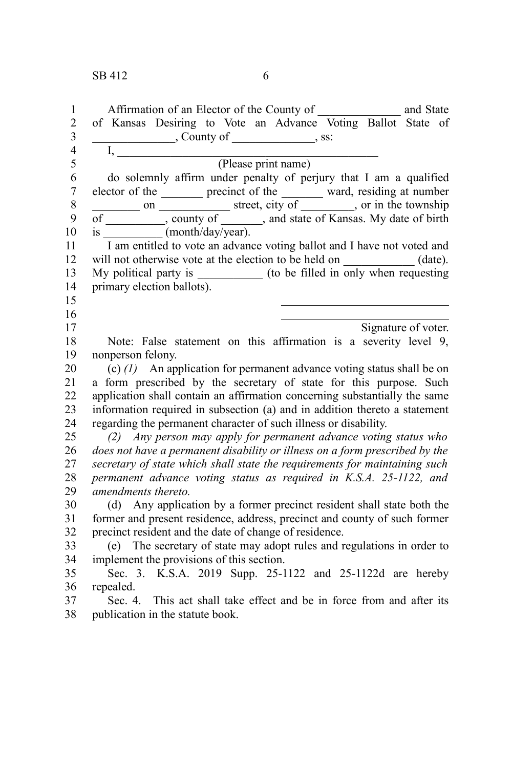Affirmation of an Elector of the County of ______________ and State of Kansas Desiring to Vote an Advance Voting Ballot State of ______________, County of ______________, ss:

I, ____________________________________________

(Please print name)

do solemnly affirm under penalty of perjury that I am a qualified elector of the _______ precinct of the _______ ward, residing at number ________ on ____________ street, city of _________, or in the township of __________, county of _______, and state of Kansas. My date of birth is __________ (month/day/year).

I am entitled to vote an advance voting ballot and I have not voted and will not otherwise vote at the election to be held on ____________ (date). My political party is ___________ (to be filled in only when requesting primary election ballots).

____________________________

____________________________

Signature of voter.

Note: False statement on this affirmation is a severity level 9, nonperson felony.

(c) *(1)* An application for permanent advance voting status shall be on a form prescribed by the secretary of state for this purpose. Such application shall contain an affirmation concerning substantially the same information required in subsection (a) and in addition thereto a statement regarding the permanent character of such illness or disability.

*(2) Any person may apply for permanent advance voting status who does not have a permanent disability or illness on a form prescribed by the secretary of state which shall state the requirements for maintaining such permanent advance voting status as required in K.S.A. 25-1122, and amendments thereto.*

(d) Any application by a former precinct resident shall state both the former and present residence, address, precinct and county of such former precinct resident and the date of change of residence.

(e) The secretary of state may adopt rules and regulations in order to implement the provisions of this section.

Sec. 3. K.S.A. 2019 Supp. 25-1122 and 25-1122d are hereby repealed.

Sec. 4. This act shall take effect and be in force from and after its publication in the statute book.